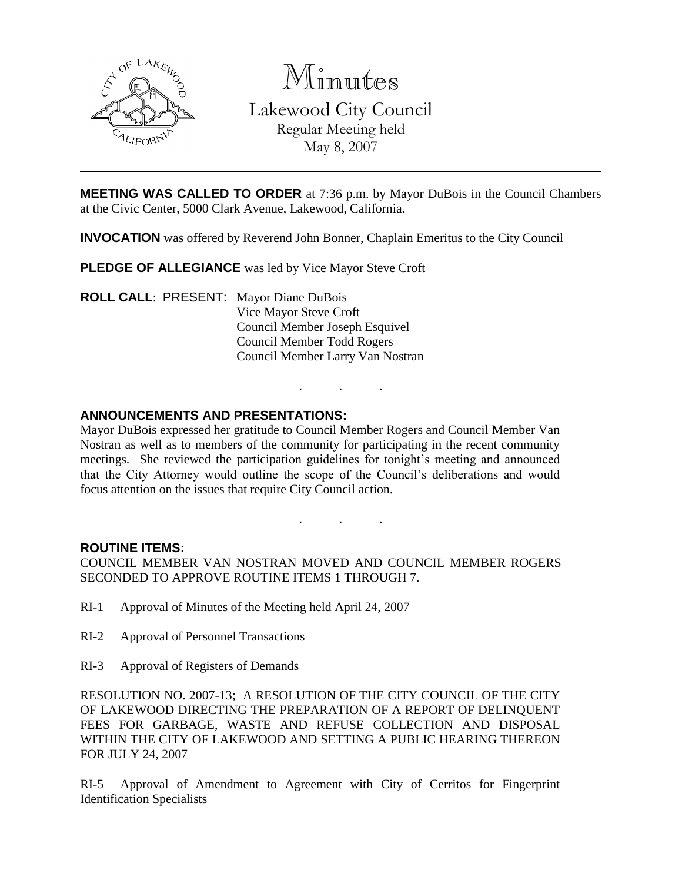# Minutes

## Lakewood City Council

Regular Meeting held
May 8, 2007

---

**MEETING WAS CALLED TO ORDER** at 7:36 p.m. by Mayor DuBois in the Council Chambers at the Civic Center, 5000 Clark Avenue, Lakewood, California.

**INVOCATION** was offered by Reverend John Bonner, Chaplain Emeritus to the City Council

**PLEDGE OF ALLEGIANCE** was led by Vice Mayor Steve Croft

**ROLL CALL**: PRESENT: Mayor Diane DuBois
Vice Mayor Steve Croft
Council Member Joseph Esquivel
Council Member Todd Rogers
Council Member Larry Van Nostran

. . .

**ANNOUNCEMENTS AND PRESENTATIONS:**

Mayor DuBois expressed her gratitude to Council Member Rogers and Council Member Van Nostran as well as to members of the community for participating in the recent community meetings. She reviewed the participation guidelines for tonight's meeting and announced that the City Attorney would outline the scope of the Council's deliberations and would focus attention on the issues that require City Council action.

. . .

**ROUTINE ITEMS:**

COUNCIL MEMBER VAN NOSTRAN MOVED AND COUNCIL MEMBER ROGERS SECONDED TO APPROVE ROUTINE ITEMS 1 THROUGH 7.

RI-1 Approval of Minutes of the Meeting held April 24, 2007

RI-2 Approval of Personnel Transactions

RI-3 Approval of Registers of Demands

RESOLUTION NO. 2007-13; A RESOLUTION OF THE CITY COUNCIL OF THE CITY OF LAKEWOOD DIRECTING THE PREPARATION OF A REPORT OF DELINQUENT FEES FOR GARBAGE, WASTE AND REFUSE COLLECTION AND DISPOSAL WITHIN THE CITY OF LAKEWOOD AND SETTING A PUBLIC HEARING THEREON FOR JULY 24, 2007

RI-5 Approval of Amendment to Agreement with City of Cerritos for Fingerprint Identification Specialists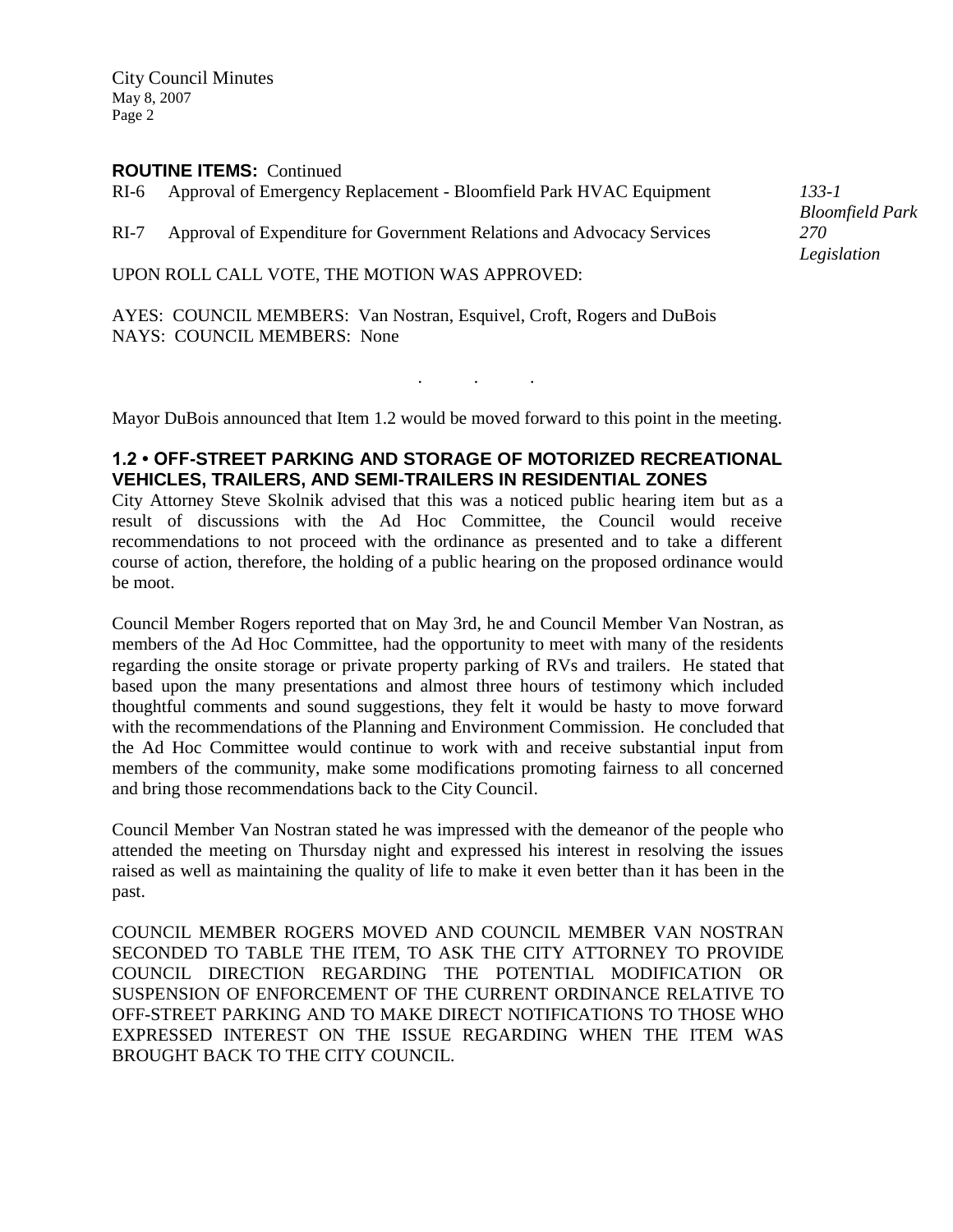**ROUTINE ITEMS:** Continued

RI-6 Approval of Emergency Replacement - Bloomfield Park HVAC Equipment *133-1 Bloomfield Park*

RI-7 Approval of Expenditure for Government Relations and Advocacy Services *270 Legislation*

UPON ROLL CALL VOTE, THE MOTION WAS APPROVED:

AYES: COUNCIL MEMBERS: Van Nostran, Esquivel, Croft, Rogers and DuBois
NAYS: COUNCIL MEMBERS: None

. . .

Mayor DuBois announced that Item 1.2 would be moved forward to this point in the meeting.

### 1.2 • OFF-STREET PARKING AND STORAGE OF MOTORIZED RECREATIONAL VEHICLES, TRAILERS, AND SEMI-TRAILERS IN RESIDENTIAL ZONES

City Attorney Steve Skolnik advised that this was a noticed public hearing item but as a result of discussions with the Ad Hoc Committee, the Council would receive recommendations to not proceed with the ordinance as presented and to take a different course of action, therefore, the holding of a public hearing on the proposed ordinance would be moot.

Council Member Rogers reported that on May 3rd, he and Council Member Van Nostran, as members of the Ad Hoc Committee, had the opportunity to meet with many of the residents regarding the onsite storage or private property parking of RVs and trailers. He stated that based upon the many presentations and almost three hours of testimony which included thoughtful comments and sound suggestions, they felt it would be hasty to move forward with the recommendations of the Planning and Environment Commission. He concluded that the Ad Hoc Committee would continue to work with and receive substantial input from members of the community, make some modifications promoting fairness to all concerned and bring those recommendations back to the City Council.

Council Member Van Nostran stated he was impressed with the demeanor of the people who attended the meeting on Thursday night and expressed his interest in resolving the issues raised as well as maintaining the quality of life to make it even better than it has been in the past.

COUNCIL MEMBER ROGERS MOVED AND COUNCIL MEMBER VAN NOSTRAN SECONDED TO TABLE THE ITEM, TO ASK THE CITY ATTORNEY TO PROVIDE COUNCIL DIRECTION REGARDING THE POTENTIAL MODIFICATION OR SUSPENSION OF ENFORCEMENT OF THE CURRENT ORDINANCE RELATIVE TO OFF-STREET PARKING AND TO MAKE DIRECT NOTIFICATIONS TO THOSE WHO EXPRESSED INTEREST ON THE ISSUE REGARDING WHEN THE ITEM WAS BROUGHT BACK TO THE CITY COUNCIL.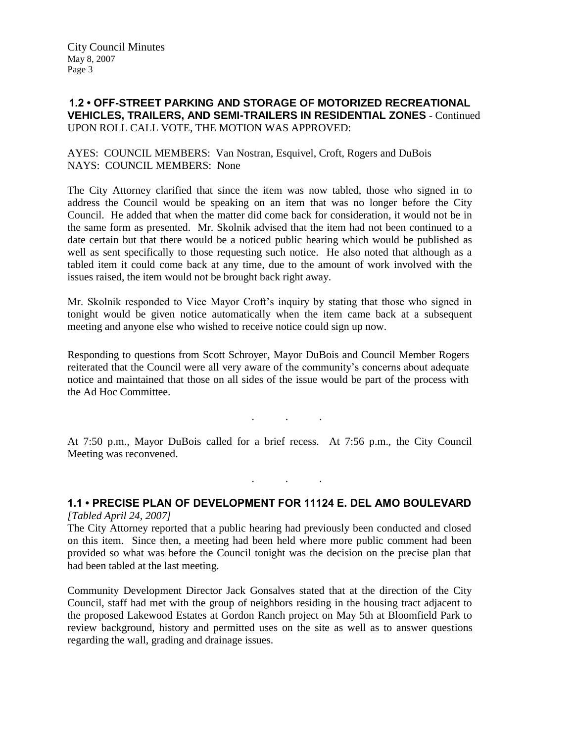**1.2 • OFF-STREET PARKING AND STORAGE OF MOTORIZED RECREATIONAL VEHICLES, TRAILERS, AND SEMI-TRAILERS IN RESIDENTIAL ZONES** - Continued

UPON ROLL CALL VOTE, THE MOTION WAS APPROVED:

AYES: COUNCIL MEMBERS: Van Nostran, Esquivel, Croft, Rogers and DuBois
NAYS: COUNCIL MEMBERS: None

The City Attorney clarified that since the item was now tabled, those who signed in to address the Council would be speaking on an item that was no longer before the City Council. He added that when the matter did come back for consideration, it would not be in the same form as presented. Mr. Skolnik advised that the item had not been continued to a date certain but that there would be a noticed public hearing which would be published as well as sent specifically to those requesting such notice. He also noted that although as a tabled item it could come back at any time, due to the amount of work involved with the issues raised, the item would not be brought back right away.

Mr. Skolnik responded to Vice Mayor Croft's inquiry by stating that those who signed in tonight would be given notice automatically when the item came back at a subsequent meeting and anyone else who wished to receive notice could sign up now.

Responding to questions from Scott Schroyer, Mayor DuBois and Council Member Rogers reiterated that the Council were all very aware of the community's concerns about adequate notice and maintained that those on all sides of the issue would be part of the process with the Ad Hoc Committee.

. . .

At 7:50 p.m., Mayor DuBois called for a brief recess. At 7:56 p.m., the City Council Meeting was reconvened.

. . .

**1.1 • PRECISE PLAN OF DEVELOPMENT FOR 11124 E. DEL AMO BOULEVARD**

*[Tabled April 24, 2007]*

The City Attorney reported that a public hearing had previously been conducted and closed on this item. Since then, a meeting had been held where more public comment had been provided so what was before the Council tonight was the decision on the precise plan that had been tabled at the last meeting.

Community Development Director Jack Gonsalves stated that at the direction of the City Council, staff had met with the group of neighbors residing in the housing tract adjacent to the proposed Lakewood Estates at Gordon Ranch project on May 5th at Bloomfield Park to review background, history and permitted uses on the site as well as to answer questions regarding the wall, grading and drainage issues.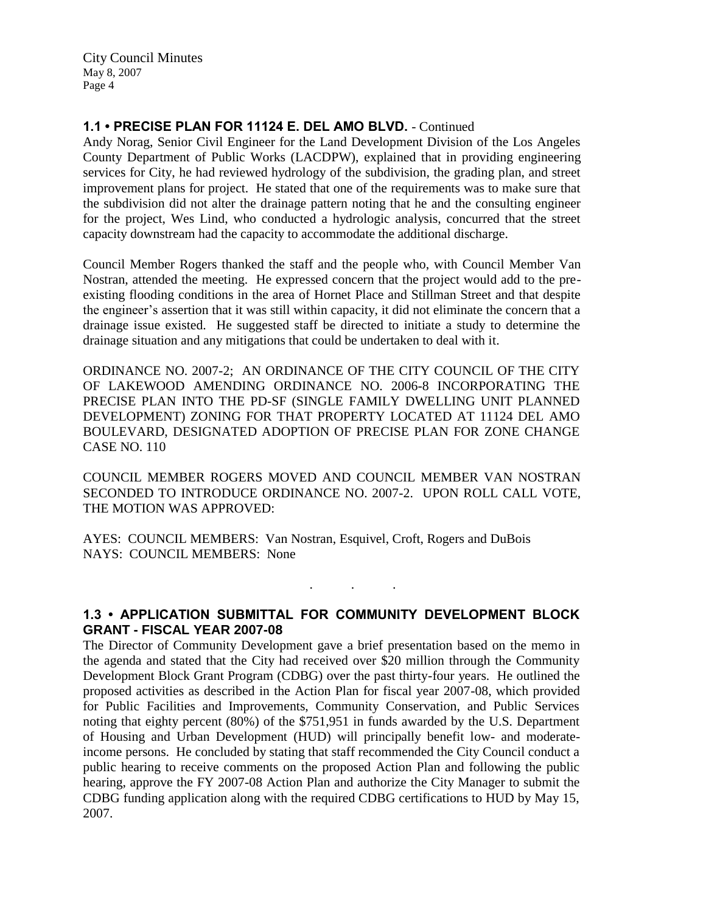## 1.1 • PRECISE PLAN FOR 11124 E. DEL AMO BLVD. - Continued

Andy Norag, Senior Civil Engineer for the Land Development Division of the Los Angeles County Department of Public Works (LACDPW), explained that in providing engineering services for City, he had reviewed hydrology of the subdivision, the grading plan, and street improvement plans for project. He stated that one of the requirements was to make sure that the subdivision did not alter the drainage pattern noting that he and the consulting engineer for the project, Wes Lind, who conducted a hydrologic analysis, concurred that the street capacity downstream had the capacity to accommodate the additional discharge.

Council Member Rogers thanked the staff and the people who, with Council Member Van Nostran, attended the meeting. He expressed concern that the project would add to the pre-existing flooding conditions in the area of Hornet Place and Stillman Street and that despite the engineer's assertion that it was still within capacity, it did not eliminate the concern that a drainage issue existed. He suggested staff be directed to initiate a study to determine the drainage situation and any mitigations that could be undertaken to deal with it.

ORDINANCE NO. 2007-2; AN ORDINANCE OF THE CITY COUNCIL OF THE CITY OF LAKEWOOD AMENDING ORDINANCE NO. 2006-8 INCORPORATING THE PRECISE PLAN INTO THE PD-SF (SINGLE FAMILY DWELLING UNIT PLANNED DEVELOPMENT) ZONING FOR THAT PROPERTY LOCATED AT 11124 DEL AMO BOULEVARD, DESIGNATED ADOPTION OF PRECISE PLAN FOR ZONE CHANGE CASE NO. 110

COUNCIL MEMBER ROGERS MOVED AND COUNCIL MEMBER VAN NOSTRAN SECONDED TO INTRODUCE ORDINANCE NO. 2007-2. UPON ROLL CALL VOTE, THE MOTION WAS APPROVED:

AYES: COUNCIL MEMBERS: Van Nostran, Esquivel, Croft, Rogers and DuBois
NAYS: COUNCIL MEMBERS: None

. . .

## 1.3 • APPLICATION SUBMITTAL FOR COMMUNITY DEVELOPMENT BLOCK GRANT - FISCAL YEAR 2007-08

The Director of Community Development gave a brief presentation based on the memo in the agenda and stated that the City had received over $20 million through the Community Development Block Grant Program (CDBG) over the past thirty-four years. He outlined the proposed activities as described in the Action Plan for fiscal year 2007-08, which provided for Public Facilities and Improvements, Community Conservation, and Public Services noting that eighty percent (80%) of the $751,951 in funds awarded by the U.S. Department of Housing and Urban Development (HUD) will principally benefit low- and moderate-income persons. He concluded by stating that staff recommended the City Council conduct a public hearing to receive comments on the proposed Action Plan and following the public hearing, approve the FY 2007-08 Action Plan and authorize the City Manager to submit the CDBG funding application along with the required CDBG certifications to HUD by May 15, 2007.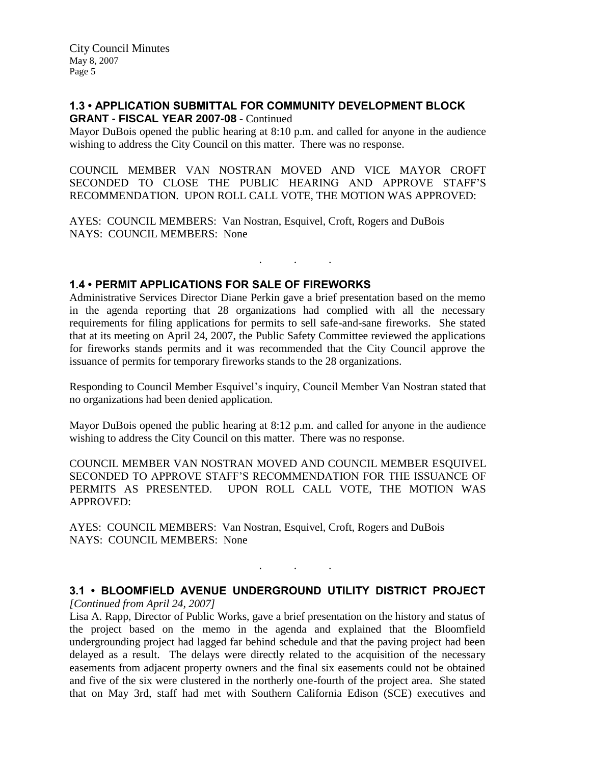## 1.3 • APPLICATION SUBMITTAL FOR COMMUNITY DEVELOPMENT BLOCK GRANT - FISCAL YEAR 2007-08 - Continued

Mayor DuBois opened the public hearing at 8:10 p.m. and called for anyone in the audience wishing to address the City Council on this matter. There was no response.

COUNCIL MEMBER VAN NOSTRAN MOVED AND VICE MAYOR CROFT SECONDED TO CLOSE THE PUBLIC HEARING AND APPROVE STAFF'S RECOMMENDATION. UPON ROLL CALL VOTE, THE MOTION WAS APPROVED:

AYES: COUNCIL MEMBERS: Van Nostran, Esquivel, Croft, Rogers and DuBois
NAYS: COUNCIL MEMBERS: None

. . .

## 1.4 • PERMIT APPLICATIONS FOR SALE OF FIREWORKS

Administrative Services Director Diane Perkin gave a brief presentation based on the memo in the agenda reporting that 28 organizations had complied with all the necessary requirements for filing applications for permits to sell safe-and-sane fireworks. She stated that at its meeting on April 24, 2007, the Public Safety Committee reviewed the applications for fireworks stands permits and it was recommended that the City Council approve the issuance of permits for temporary fireworks stands to the 28 organizations.

Responding to Council Member Esquivel's inquiry, Council Member Van Nostran stated that no organizations had been denied application.

Mayor DuBois opened the public hearing at 8:12 p.m. and called for anyone in the audience wishing to address the City Council on this matter. There was no response.

COUNCIL MEMBER VAN NOSTRAN MOVED AND COUNCIL MEMBER ESQUIVEL SECONDED TO APPROVE STAFF'S RECOMMENDATION FOR THE ISSUANCE OF PERMITS AS PRESENTED. UPON ROLL CALL VOTE, THE MOTION WAS APPROVED:

AYES: COUNCIL MEMBERS: Van Nostran, Esquivel, Croft, Rogers and DuBois
NAYS: COUNCIL MEMBERS: None

. . .

## 3.1 • BLOOMFIELD AVENUE UNDERGROUND UTILITY DISTRICT PROJECT

*[Continued from April 24, 2007]*

Lisa A. Rapp, Director of Public Works, gave a brief presentation on the history and status of the project based on the memo in the agenda and explained that the Bloomfield undergrounding project had lagged far behind schedule and that the paving project had been delayed as a result. The delays were directly related to the acquisition of the necessary easements from adjacent property owners and the final six easements could not be obtained and five of the six were clustered in the northerly one-fourth of the project area. She stated that on May 3rd, staff had met with Southern California Edison (SCE) executives and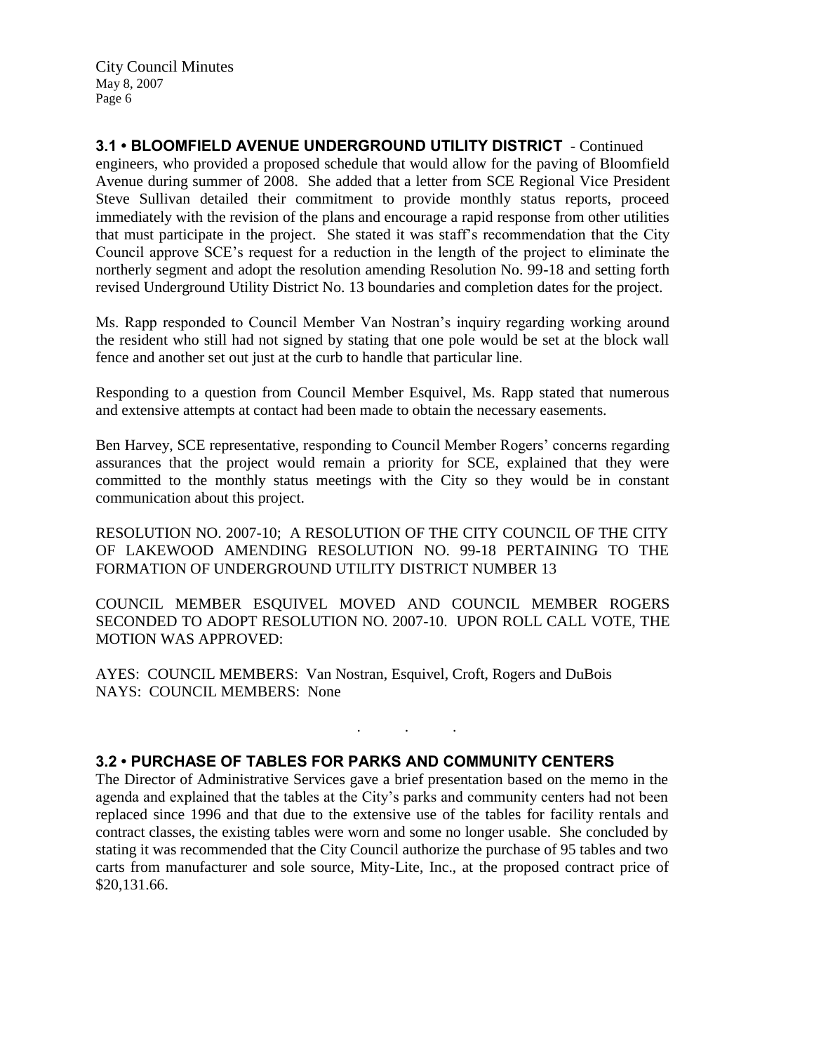### 3.1 • BLOOMFIELD AVENUE UNDERGROUND UTILITY DISTRICT - Continued

engineers, who provided a proposed schedule that would allow for the paving of Bloomfield Avenue during summer of 2008. She added that a letter from SCE Regional Vice President Steve Sullivan detailed their commitment to provide monthly status reports, proceed immediately with the revision of the plans and encourage a rapid response from other utilities that must participate in the project. She stated it was staff's recommendation that the City Council approve SCE's request for a reduction in the length of the project to eliminate the northerly segment and adopt the resolution amending Resolution No. 99-18 and setting forth revised Underground Utility District No. 13 boundaries and completion dates for the project.

Ms. Rapp responded to Council Member Van Nostran's inquiry regarding working around the resident who still had not signed by stating that one pole would be set at the block wall fence and another set out just at the curb to handle that particular line.

Responding to a question from Council Member Esquivel, Ms. Rapp stated that numerous and extensive attempts at contact had been made to obtain the necessary easements.

Ben Harvey, SCE representative, responding to Council Member Rogers' concerns regarding assurances that the project would remain a priority for SCE, explained that they were committed to the monthly status meetings with the City so they would be in constant communication about this project.

RESOLUTION NO. 2007-10; A RESOLUTION OF THE CITY COUNCIL OF THE CITY OF LAKEWOOD AMENDING RESOLUTION NO. 99-18 PERTAINING TO THE FORMATION OF UNDERGROUND UTILITY DISTRICT NUMBER 13

COUNCIL MEMBER ESQUIVEL MOVED AND COUNCIL MEMBER ROGERS SECONDED TO ADOPT RESOLUTION NO. 2007-10. UPON ROLL CALL VOTE, THE MOTION WAS APPROVED:

AYES: COUNCIL MEMBERS: Van Nostran, Esquivel, Croft, Rogers and DuBois
NAYS: COUNCIL MEMBERS: None

. . .

### 3.2 • PURCHASE OF TABLES FOR PARKS AND COMMUNITY CENTERS

The Director of Administrative Services gave a brief presentation based on the memo in the agenda and explained that the tables at the City's parks and community centers had not been replaced since 1996 and that due to the extensive use of the tables for facility rentals and contract classes, the existing tables were worn and some no longer usable. She concluded by stating it was recommended that the City Council authorize the purchase of 95 tables and two carts from manufacturer and sole source, Mity-Lite, Inc., at the proposed contract price of $20,131.66.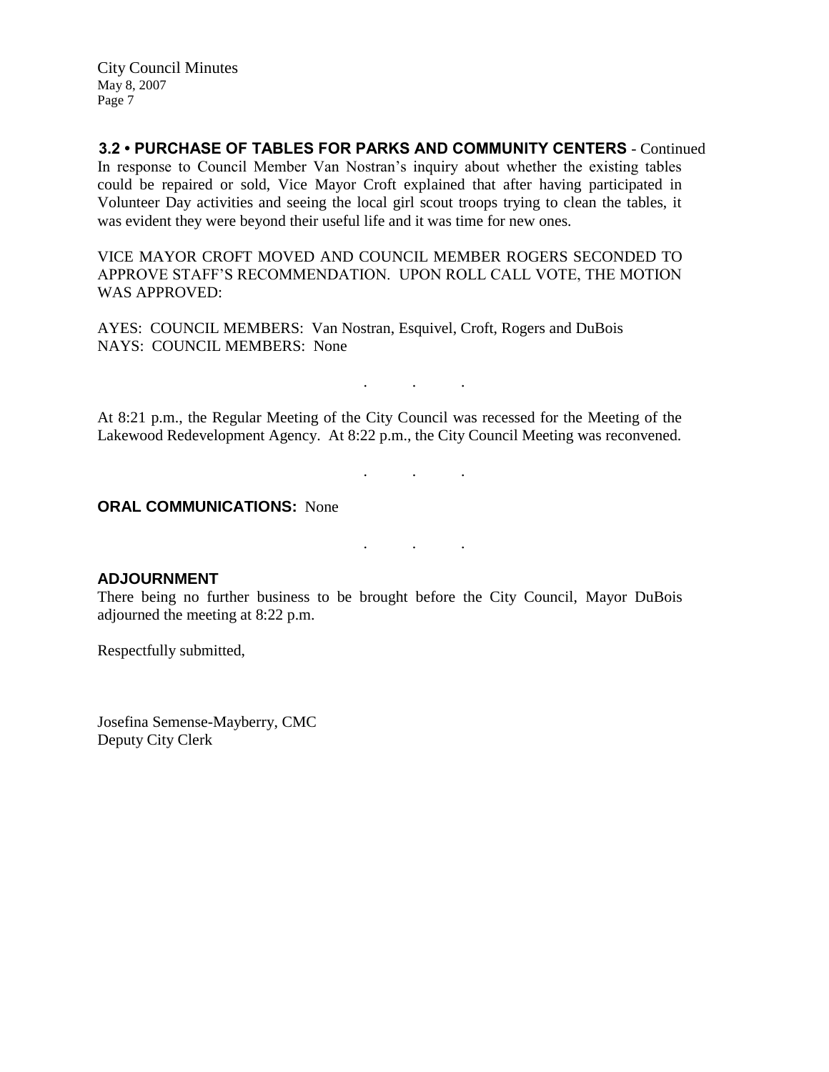**3.2 • PURCHASE OF TABLES FOR PARKS AND COMMUNITY CENTERS** - Continued

In response to Council Member Van Nostran's inquiry about whether the existing tables could be repaired or sold, Vice Mayor Croft explained that after having participated in Volunteer Day activities and seeing the local girl scout troops trying to clean the tables, it was evident they were beyond their useful life and it was time for new ones.

VICE MAYOR CROFT MOVED AND COUNCIL MEMBER ROGERS SECONDED TO APPROVE STAFF'S RECOMMENDATION. UPON ROLL CALL VOTE, THE MOTION WAS APPROVED:

AYES: COUNCIL MEMBERS: Van Nostran, Esquivel, Croft, Rogers and DuBois
NAYS: COUNCIL MEMBERS: None

. . .

At 8:21 p.m., the Regular Meeting of the City Council was recessed for the Meeting of the Lakewood Redevelopment Agency. At 8:22 p.m., the City Council Meeting was reconvened.

. . .

**ORAL COMMUNICATIONS:** None

. . .

## ADJOURNMENT

There being no further business to be brought before the City Council, Mayor DuBois adjourned the meeting at 8:22 p.m.

Respectfully submitted,

Josefina Semense-Mayberry, CMC
Deputy City Clerk